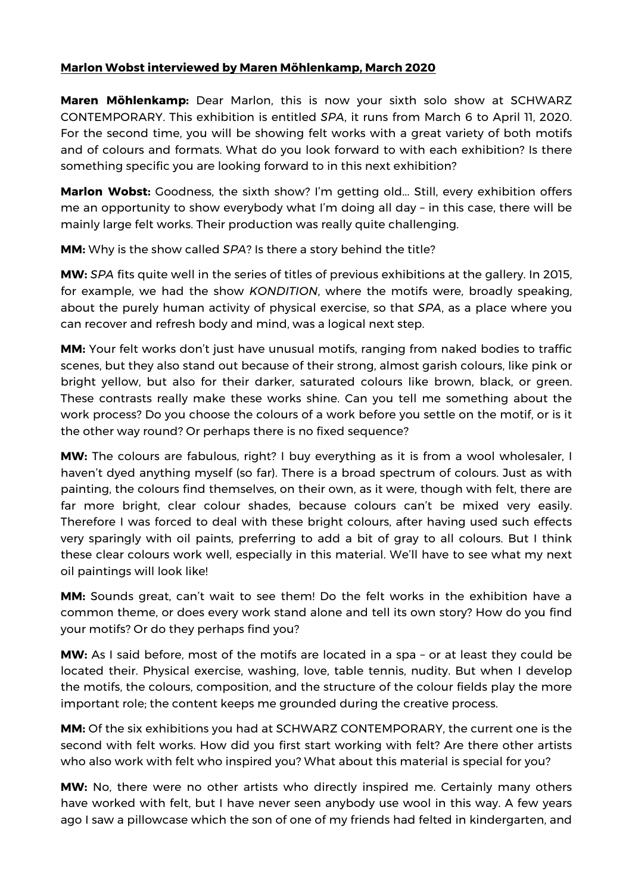**<u>Marlon Wobst interviewed by Maren Möhlenkamp, March 2020</u>**

**Maren Möhlenkamp:** Dear Marlon, this is now your sixth solo show at SCHWARZ CONTEMPORARY. This exhibition is entitled *SPA*, it runs from March 6 to April 11, 2020. For the second time, you will be showing felt works with a great variety of both motifs and of colours and formats. What do you look forward to with each exhibition? Is there something specific you are looking forward to in this next exhibition?

**Marlon Wobst:** Goodness, the sixth show? I'm getting old… Still, every exhibition offers me an opportunity to show everybody what I'm doing all day – in this case, there will be mainly large felt works. Their production was really quite challenging.

**MM:** Why is the show called *SPA*? Is there a story behind the title?

**MW:** *SPA* fits quite well in the series of titles of previous exhibitions at the gallery. In 2015, for example, we had the show *KONDITION*, where the motifs were, broadly speaking, about the purely human activity of physical exercise, so that *SPA*, as a place where you can recover and refresh body and mind, was a logical next step.

**MM:** Your felt works don't just have unusual motifs, ranging from naked bodies to traffic scenes, but they also stand out because of their strong, almost garish colours, like pink or bright yellow, but also for their darker, saturated colours like brown, black, or green. These contrasts really make these works shine. Can you tell me something about the work process? Do you choose the colours of a work before you settle on the motif, or is it the other way round? Or perhaps there is no fixed sequence?

**MW:** The colours are fabulous, right? I buy everything as it is from a wool wholesaler, I haven't dyed anything myself (so far). There is a broad spectrum of colours. Just as with painting, the colours find themselves, on their own, as it were, though with felt, there are far more bright, clear colour shades, because colours can't be mixed very easily. Therefore I was forced to deal with these bright colours, after having used such effects very sparingly with oil paints, preferring to add a bit of gray to all colours. But I think these clear colours work well, especially in this material. We'll have to see what my next oil paintings will look like!

**MM:** Sounds great, can't wait to see them! Do the felt works in the exhibition have a common theme, or does every work stand alone and tell its own story? How do you find your motifs? Or do they perhaps find you?

**MW:** As I said before, most of the motifs are located in a spa – or at least they could be located their. Physical exercise, washing, love, table tennis, nudity. But when I develop the motifs, the colours, composition, and the structure of the colour fields play the more important role; the content keeps me grounded during the creative process.

**MM:** Of the six exhibitions you had at SCHWARZ CONTEMPORARY, the current one is the second with felt works. How did you first start working with felt? Are there other artists who also work with felt who inspired you? What about this material is special for you?

**MW:** No, there were no other artists who directly inspired me. Certainly many others have worked with felt, but I have never seen anybody use wool in this way. A few years ago I saw a pillowcase which the son of one of my friends had felted in kindergarten, and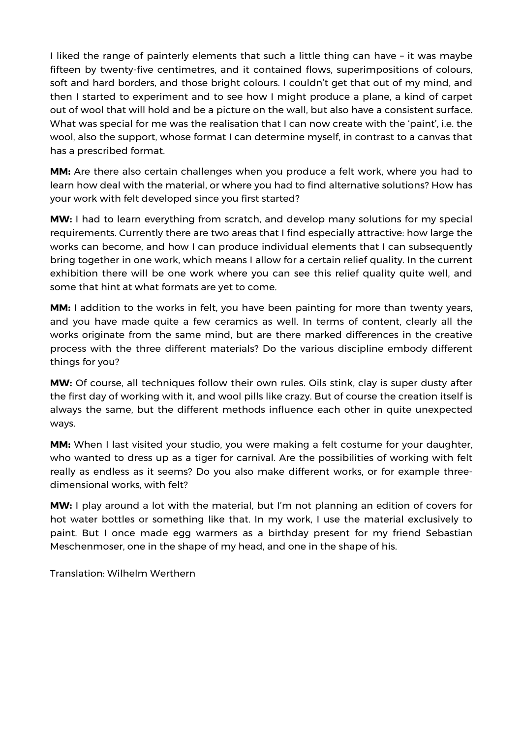I liked the range of painterly elements that such a little thing can have – it was maybe fifteen by twenty-five centimetres, and it contained flows, superimpositions of colours, soft and hard borders, and those bright colours. I couldn't get that out of my mind, and then I started to experiment and to see how I might produce a plane, a kind of carpet out of wool that will hold and be a picture on the wall, but also have a consistent surface. What was special for me was the realisation that I can now create with the 'paint', i.e. the wool, also the support, whose format I can determine myself, in contrast to a canvas that has a prescribed format.

**MM:** Are there also certain challenges when you produce a felt work, where you had to learn how deal with the material, or where you had to find alternative solutions? How has your work with felt developed since you first started?

**MW:** I had to learn everything from scratch, and develop many solutions for my special requirements. Currently there are two areas that I find especially attractive: how large the works can become, and how I can produce individual elements that I can subsequently bring together in one work, which means I allow for a certain relief quality. In the current exhibition there will be one work where you can see this relief quality quite well, and some that hint at what formats are yet to come.

**MM:** I addition to the works in felt, you have been painting for more than twenty years, and you have made quite a few ceramics as well. In terms of content, clearly all the works originate from the same mind, but are there marked differences in the creative process with the three different materials? Do the various discipline embody different things for you?

**MW:** Of course, all techniques follow their own rules. Oils stink, clay is super dusty after the first day of working with it, and wool pills like crazy. But of course the creation itself is always the same, but the different methods influence each other in quite unexpected ways.

**MM:** When I last visited your studio, you were making a felt costume for your daughter, who wanted to dress up as a tiger for carnival. Are the possibilities of working with felt really as endless as it seems? Do you also make different works, or for example three-dimensional works, with felt?

**MW:** I play around a lot with the material, but I'm not planning an edition of covers for hot water bottles or something like that. In my work, I use the material exclusively to paint. But I once made egg warmers as a birthday present for my friend Sebastian Meschenmoser, one in the shape of my head, and one in the shape of his.

Translation: Wilhelm Werthern